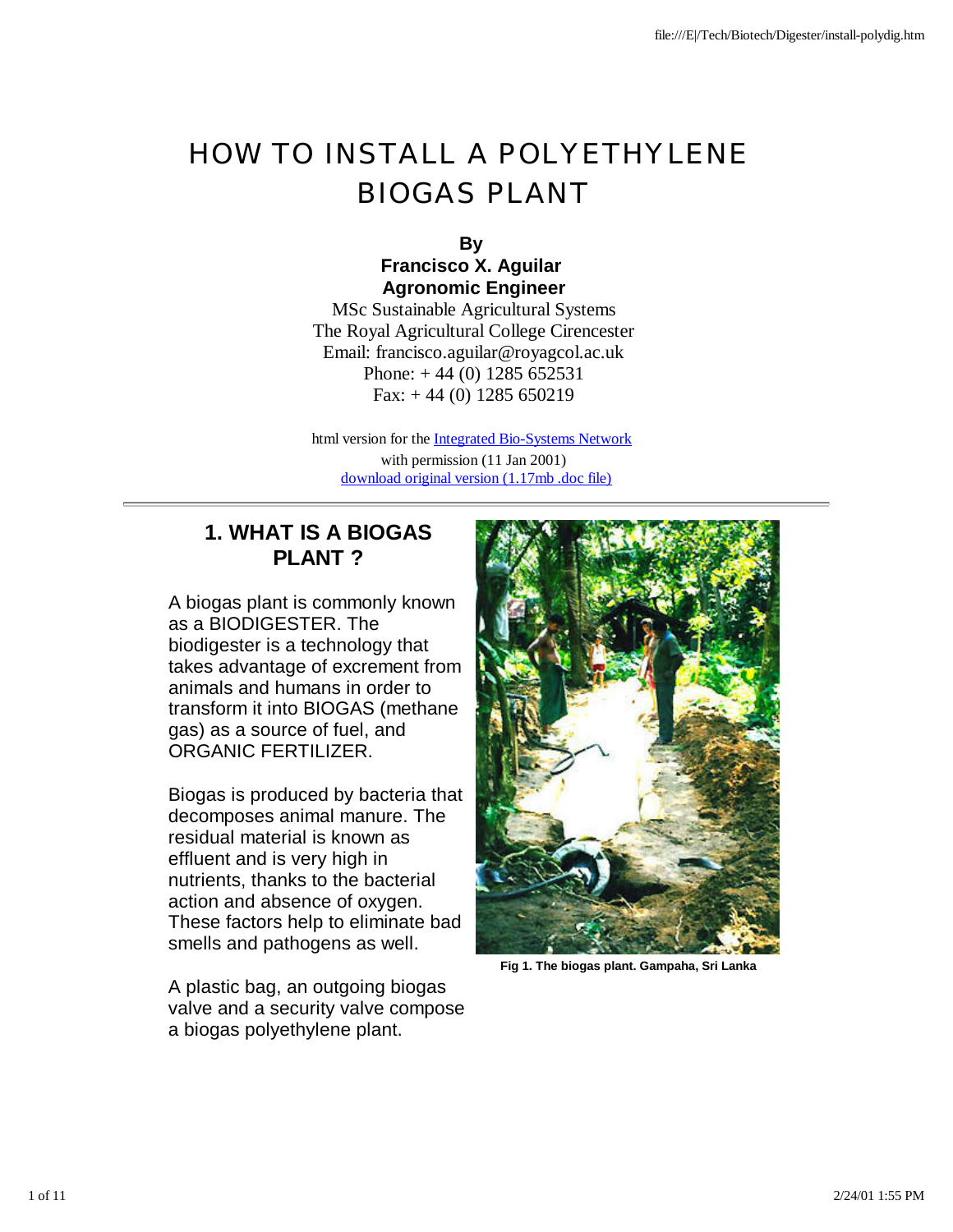# HOW TO INSTALL A POLYETHYLENE BIOGAS PLANT

**By**
**Francisco X. Aguilar**
**Agronomic Engineer**
MSc Sustainable Agricultural Systems
The Royal Agricultural College Cirencester
Email: francisco.aguilar@royagcol.ac.uk
Phone: + 44 (0) 1285 652531
Fax: + 44 (0) 1285 650219

html version for the Integrated Bio-Systems Network
with permission (11 Jan 2001)
download original version (1.17mb .doc file)

---

## 1. WHAT IS A BIOGAS PLANT ?

A biogas plant is commonly known as a BIODIGESTER. The biodigester is a technology that takes advantage of excrement from animals and humans in order to transform it into BIOGAS (methane gas) as a source of fuel, and ORGANIC FERTILIZER.

Biogas is produced by bacteria that decomposes animal manure. The residual material is known as effluent and is very high in nutrients, thanks to the bacterial action and absence of oxygen. These factors help to eliminate bad smells and pathogens as well.

A plastic bag, an outgoing biogas valve and a security valve compose a biogas polyethylene plant.

**Fig 1. The biogas plant. Gampaha, Sri Lanka**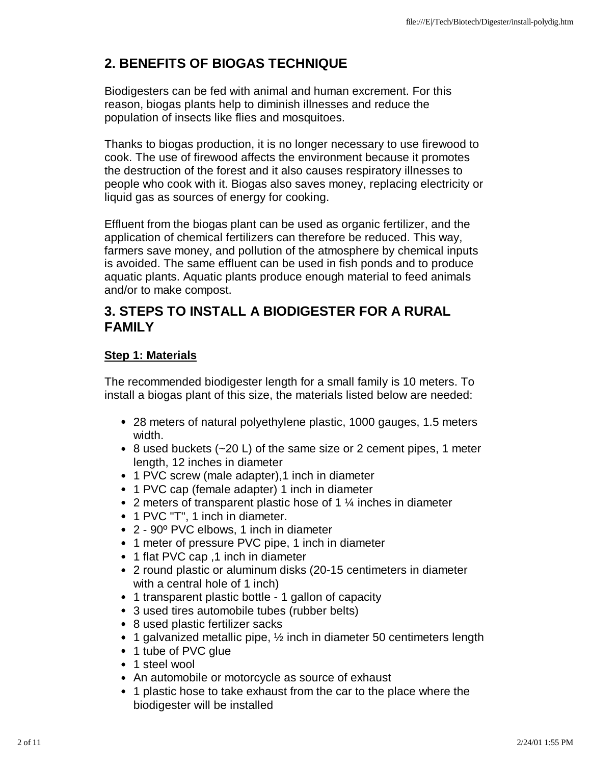## 2. BENEFITS OF BIOGAS TECHNIQUE

Biodigesters can be fed with animal and human excrement. For this reason, biogas plants help to diminish illnesses and reduce the population of insects like flies and mosquitoes.

Thanks to biogas production, it is no longer necessary to use firewood to cook. The use of firewood affects the environment because it promotes the destruction of the forest and it also causes respiratory illnesses to people who cook with it. Biogas also saves money, replacing electricity or liquid gas as sources of energy for cooking.

Effluent from the biogas plant can be used as organic fertilizer, and the application of chemical fertilizers can therefore be reduced. This way, farmers save money, and pollution of the atmosphere by chemical inputs is avoided. The same effluent can be used in fish ponds and to produce aquatic plants. Aquatic plants produce enough material to feed animals and/or to make compost.

## 3. STEPS TO INSTALL A BIODIGESTER FOR A RURAL FAMILY

**Step 1: Materials**

The recommended biodigester length for a small family is 10 meters. To install a biogas plant of this size, the materials listed below are needed:

- 28 meters of natural polyethylene plastic, 1000 gauges, 1.5 meters width.
- 8 used buckets (~20 L) of the same size or 2 cement pipes, 1 meter length, 12 inches in diameter
- 1 PVC screw (male adapter),1 inch in diameter
- 1 PVC cap (female adapter) 1 inch in diameter
- 2 meters of transparent plastic hose of 1 ¼ inches in diameter
- 1 PVC "T", 1 inch in diameter.
- 2 - 90º PVC elbows, 1 inch in diameter
- 1 meter of pressure PVC pipe, 1 inch in diameter
- 1 flat PVC cap ,1 inch in diameter
- 2 round plastic or aluminum disks (20-15 centimeters in diameter with a central hole of 1 inch)
- 1 transparent plastic bottle - 1 gallon of capacity
- 3 used tires automobile tubes (rubber belts)
- 8 used plastic fertilizer sacks
- 1 galvanized metallic pipe, ½ inch in diameter 50 centimeters length
- 1 tube of PVC glue
- 1 steel wool
- An automobile or motorcycle as source of exhaust
- 1 plastic hose to take exhaust from the car to the place where the biodigester will be installed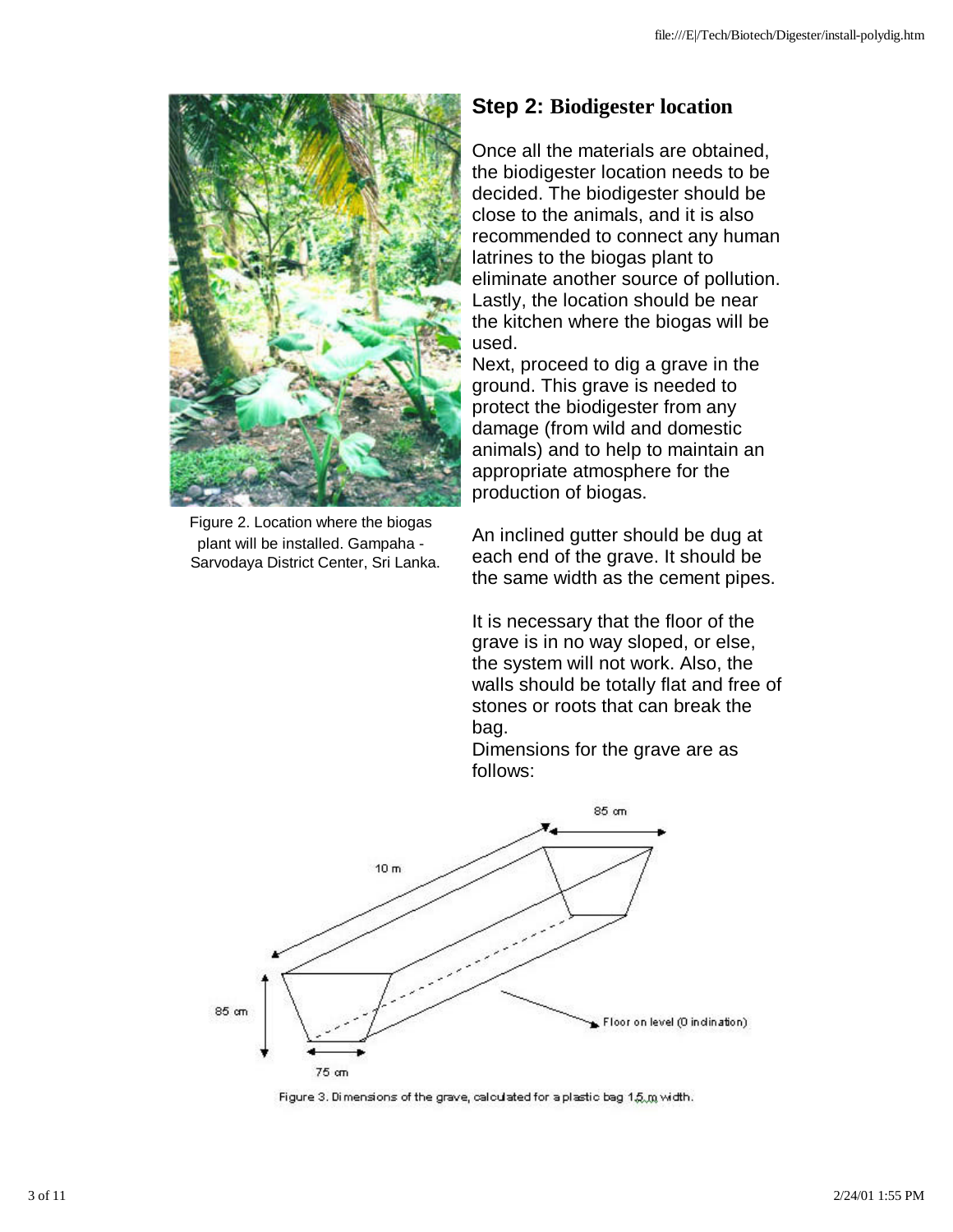Figure 2. Location where the biogas plant will be installed. Gampaha - Sarvodaya District Center, Sri Lanka.

## Step 2: Biodigester location

Once all the materials are obtained, the biodigester location needs to be decided. The biodigester should be close to the animals, and it is also recommended to connect any human latrines to the biogas plant to eliminate another source of pollution. Lastly, the location should be near the kitchen where the biogas will be used.

Next, proceed to dig a grave in the ground. This grave is needed to protect the biodigester from any damage (from wild and domestic animals) and to help to maintain an appropriate atmosphere for the production of biogas.

An inclined gutter should be dug at each end of the grave. It should be the same width as the cement pipes.

It is necessary that the floor of the grave is in no way sloped, or else, the system will not work. Also, the walls should be totally flat and free of stones or roots that can break the bag.

Dimensions for the grave are as follows:

85 cm

10 m

85 cm

75 cm

Floor on level (0 inclination)

Figure 3. Dimensions of the grave, calculated for a plastic bag 1.5 m width.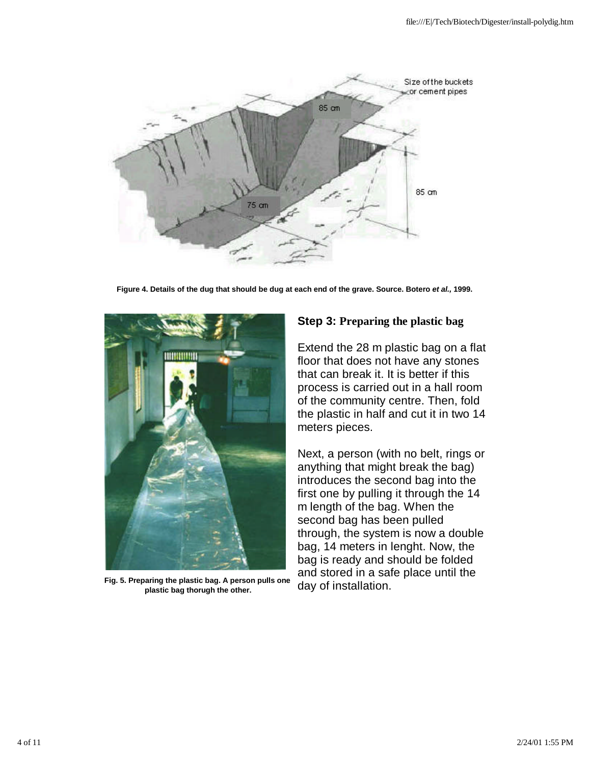Figure 4. Details of the dug that should be dug at each end of the grave. Source. Botero *et al.,* 1999.

Fig. 5. Preparing the plastic bag. A person pulls one plastic bag thorugh the other.

### Step 3: Preparing the plastic bag

Extend the 28 m plastic bag on a flat floor that does not have any stones that can break it. It is better if this process is carried out in a hall room of the community centre. Then, fold the plastic in half and cut it in two 14 meters pieces.

Next, a person (with no belt, rings or anything that might break the bag) introduces the second bag into the first one by pulling it through the 14 m length of the bag. When the second bag has been pulled through, the system is now a double bag, 14 meters in lenght. Now, the bag is ready and should be folded and stored in a safe place until the day of installation.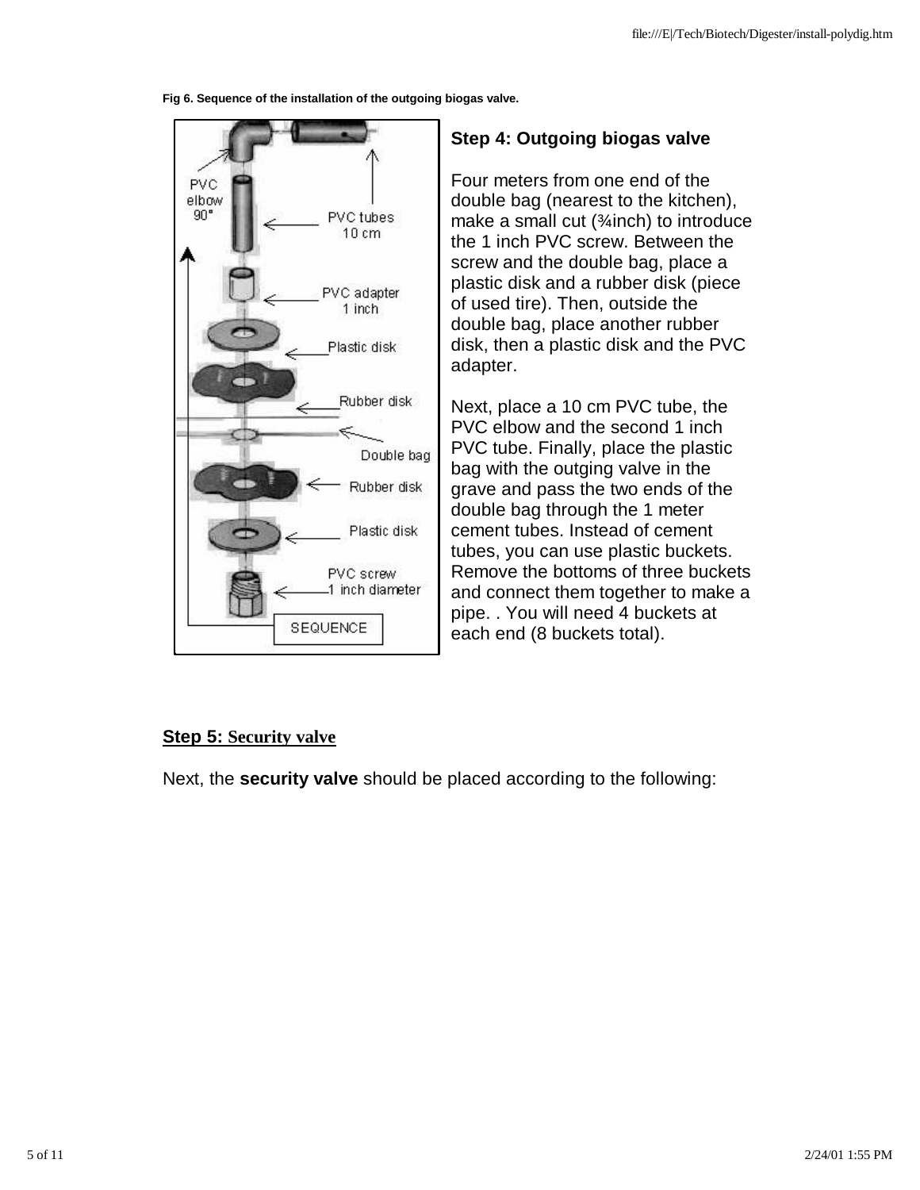**Fig 6. Sequence of the installation of the outgoing biogas valve.**

PVC elbow 90°

PVC tubes 10 cm

PVC adapter 1 inch

Plastic disk

Rubber disk

Double bag

Rubber disk

Plastic disk

PVC screw 1 inch diameter

SEQUENCE

### Step 4: Outgoing biogas valve

Four meters from one end of the double bag (nearest to the kitchen), make a small cut (¾inch) to introduce the 1 inch PVC screw. Between the screw and the double bag, place a plastic disk and a rubber disk (piece of used tire). Then, outside the double bag, place another rubber disk, then a plastic disk and the PVC adapter.

Next, place a 10 cm PVC tube, the PVC elbow and the second 1 inch PVC tube. Finally, place the plastic bag with the outging valve in the grave and pass the two ends of the double bag through the 1 meter cement tubes. Instead of cement tubes, you can use plastic buckets. Remove the bottoms of three buckets and connect them together to make a pipe. . You will need 4 buckets at each end (8 buckets total).

### Step 5: Security valve

Next, the **security valve** should be placed according to the following: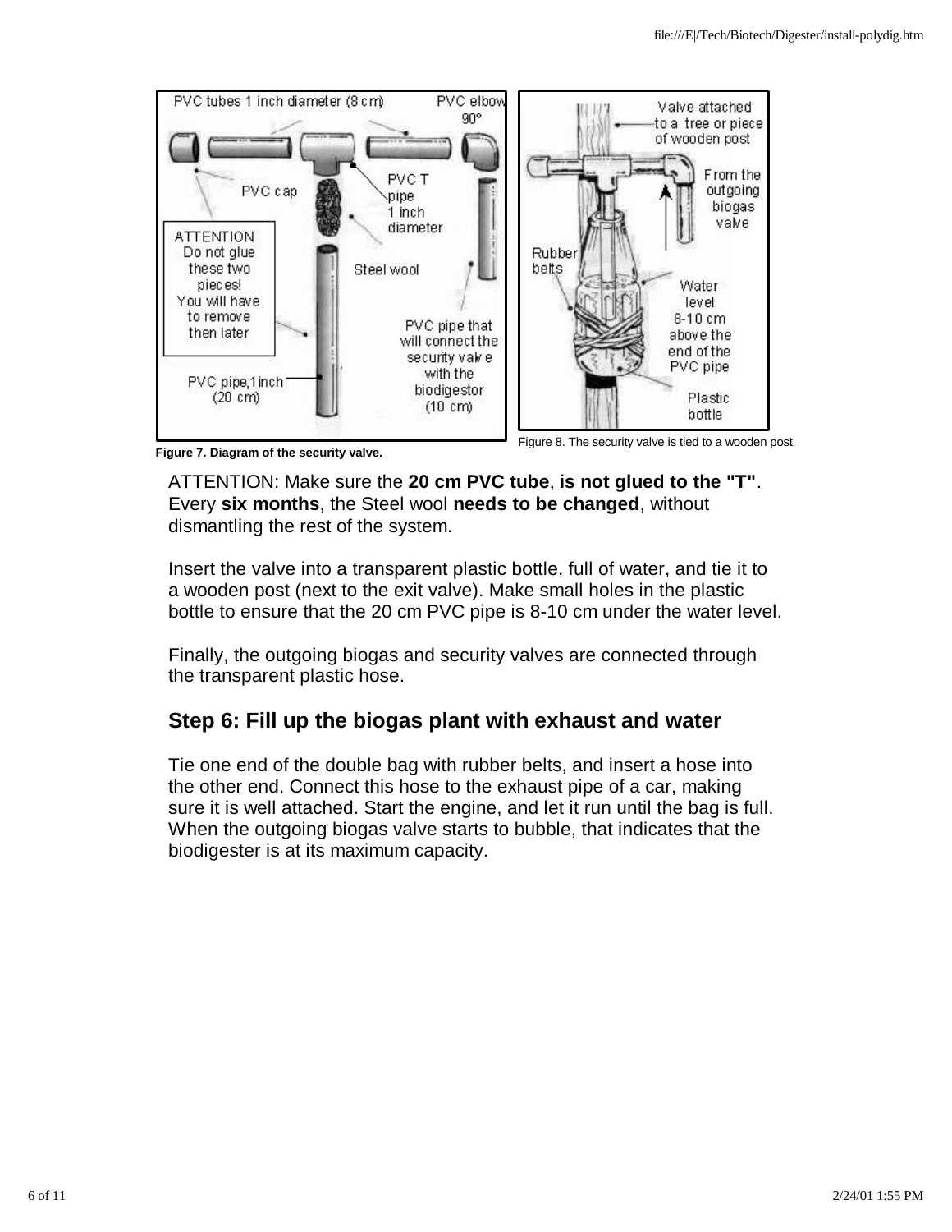Figure 7. Diagram of the security valve.

Figure 8. The security valve is tied to a wooden post.

ATTENTION: Make sure the **20 cm PVC tube**, **is not glued to the "T"**. Every **six months**, the Steel wool **needs to be changed**, without dismantling the rest of the system.

Insert the valve into a transparent plastic bottle, full of water, and tie it to a wooden post (next to the exit valve). Make small holes in the plastic bottle to ensure that the 20 cm PVC pipe is 8-10 cm under the water level.

Finally, the outgoing biogas and security valves are connected through the transparent plastic hose.

## Step 6: Fill up the biogas plant with exhaust and water

Tie one end of the double bag with rubber belts, and insert a hose into the other end. Connect this hose to the exhaust pipe of a car, making sure it is well attached. Start the engine, and let it run until the bag is full. When the outgoing biogas valve starts to bubble, that indicates that the biodigester is at its maximum capacity.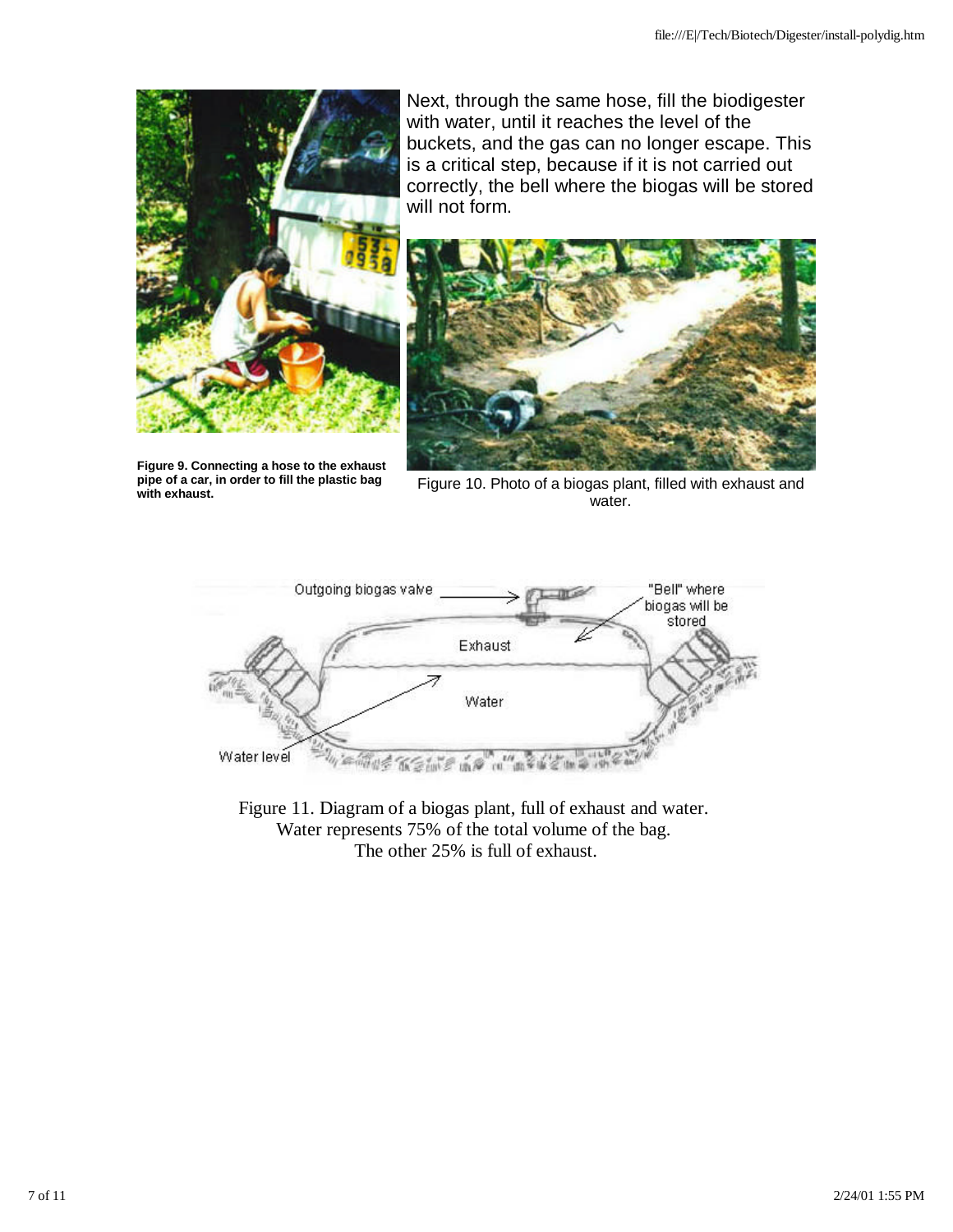Next, through the same hose, fill the biodigester with water, until it reaches the level of the buckets, and the gas can no longer escape. This is a critical step, because if it is not carried out correctly, the bell where the biogas will be stored will not form.

**Figure 9. Connecting a hose to the exhaust pipe of a car, in order to fill the plastic bag with exhaust.**

Figure 10. Photo of a biogas plant, filled with exhaust and water.

Figure 11. Diagram of a biogas plant, full of exhaust and water.
Water represents 75% of the total volume of the bag.
The other 25% is full of exhaust.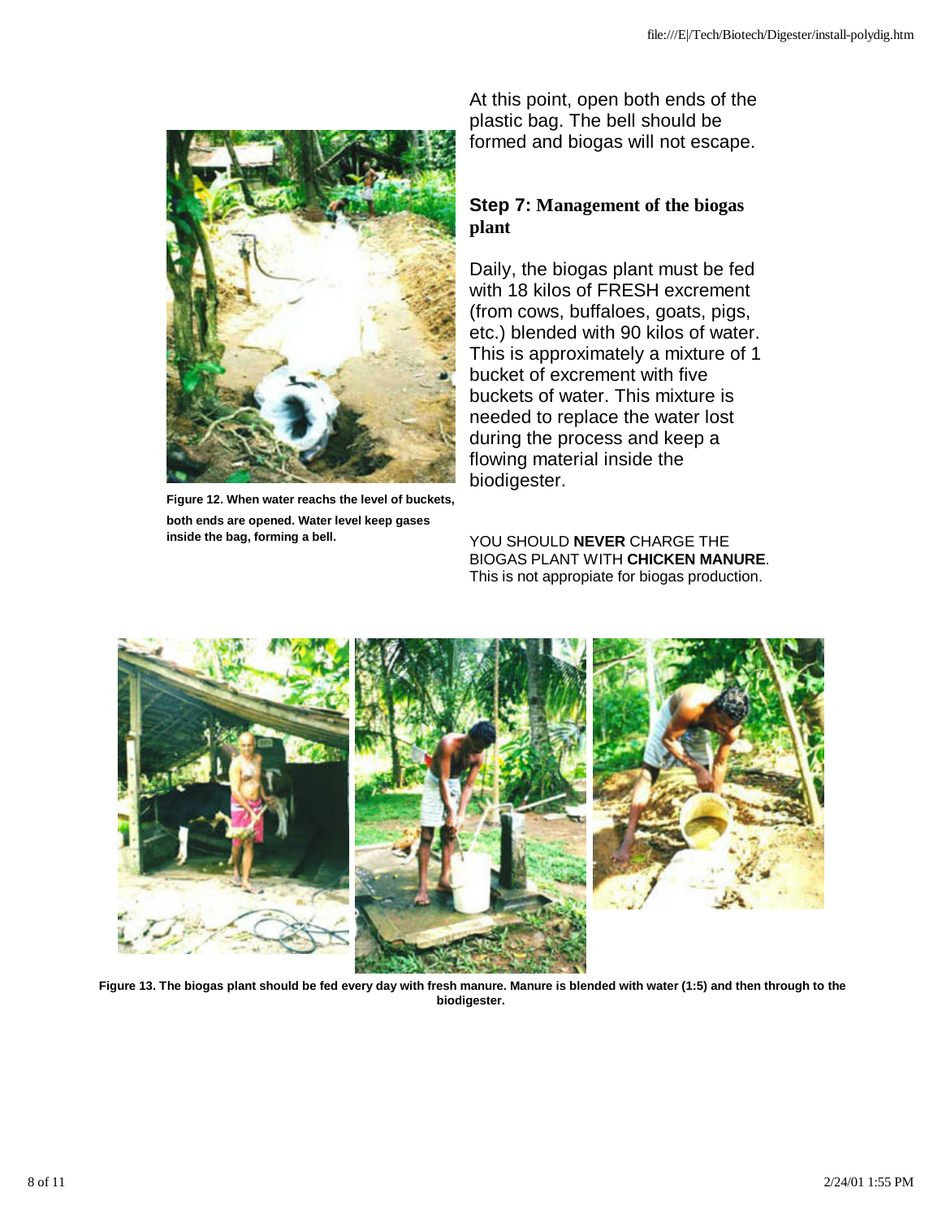Figure 12. When water reachs the level of buckets, both ends are opened. Water level keep gases inside the bag, forming a bell.

At this point, open both ends of the plastic bag. The bell should be formed and biogas will not escape.

### Step 7: Management of the biogas plant

Daily, the biogas plant must be fed with 18 kilos of FRESH excrement (from cows, buffaloes, goats, pigs, etc.) blended with 90 kilos of water. This is approximately a mixture of 1 bucket of excrement with five buckets of water. This mixture is needed to replace the water lost during the process and keep a flowing material inside the biodigester.

YOU SHOULD **NEVER** CHARGE THE BIOGAS PLANT WITH **CHICKEN MANURE**. This is not appropiate for biogas production.

Figure 13. The biogas plant should be fed every day with fresh manure. Manure is blended with water (1:5) and then through to the biodigester.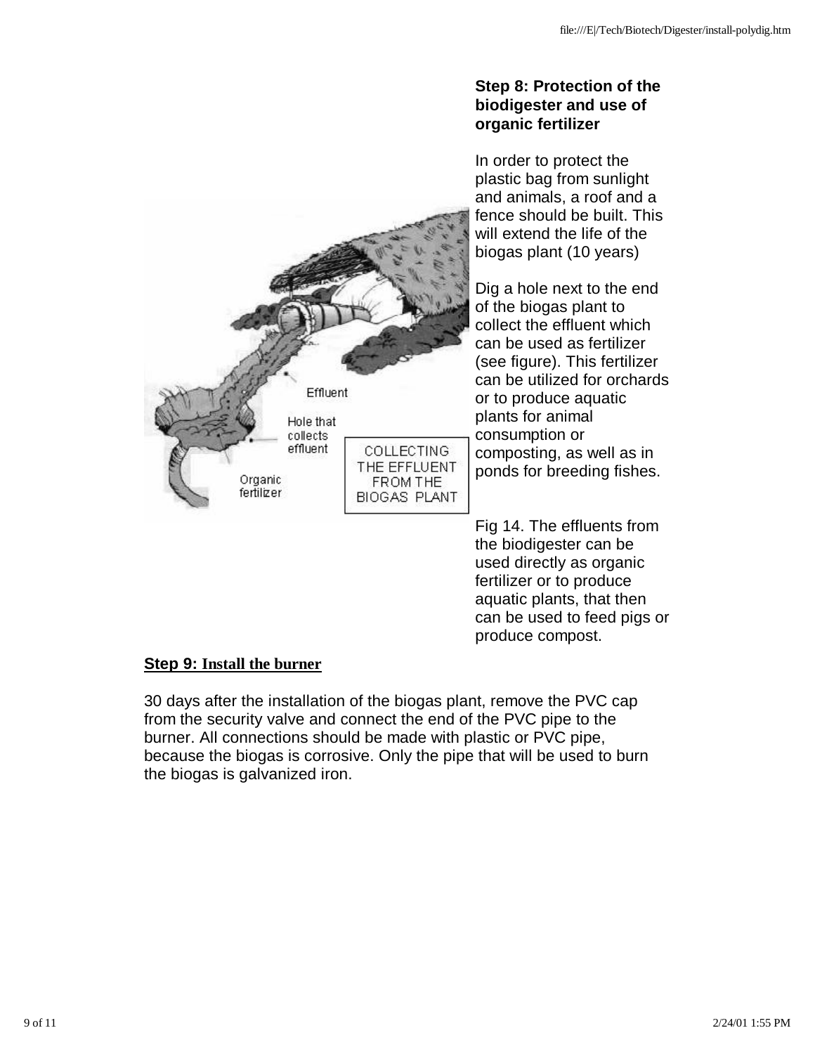### Step 8: Protection of the biodigester and use of organic fertilizer

In order to protect the plastic bag from sunlight and animals, a roof and a fence should be built. This will extend the life of the biogas plant (10 years)

Dig a hole next to the end of the biogas plant to collect the effluent which can be used as fertilizer (see figure). This fertilizer can be utilized for orchards or to produce aquatic plants for animal consumption or composting, as well as in ponds for breeding fishes.

Fig 14. The effluents from the biodigester can be used directly as organic fertilizer or to produce aquatic plants, that then can be used to feed pigs or produce compost.

### Step 9: Install the burner

30 days after the installation of the biogas plant, remove the PVC cap from the security valve and connect the end of the PVC pipe to the burner. All connections should be made with plastic or PVC pipe, because the biogas is corrosive. Only the pipe that will be used to burn the biogas is galvanized iron.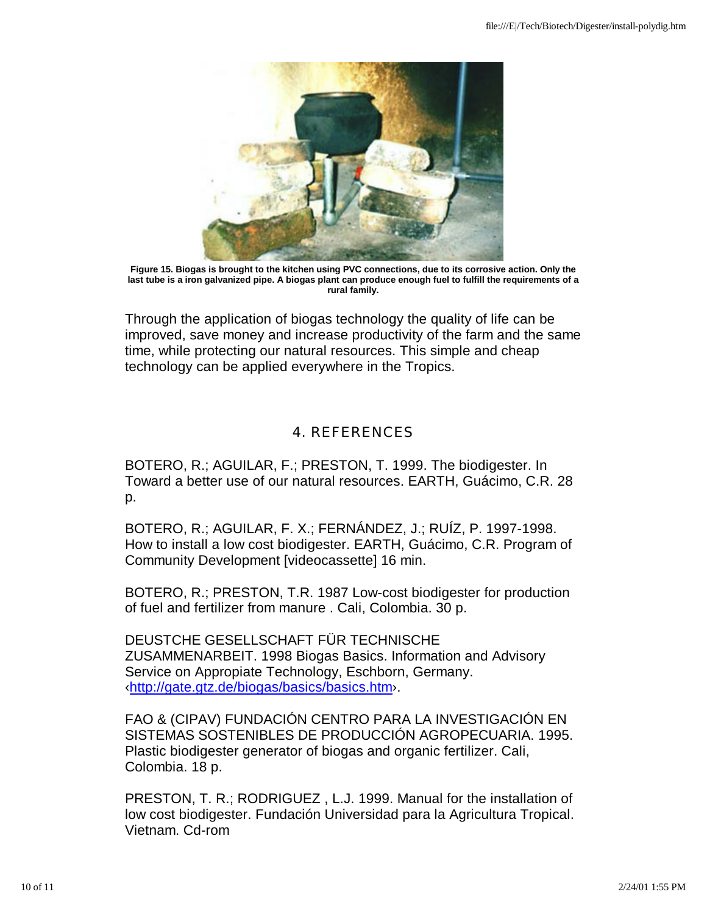**Figure 15. Biogas is brought to the kitchen using PVC connections, due to its corrosive action. Only the last tube is a iron galvanized pipe. A biogas plant can produce enough fuel to fulfill the requirements of a rural family.**

Through the application of biogas technology the quality of life can be improved, save money and increase productivity of the farm and the same time, while protecting our natural resources. This simple and cheap technology can be applied everywhere in the Tropics.

## 4. REFERENCES

BOTERO, R.; AGUILAR, F.; PRESTON, T. 1999. The biodigester. In Toward a better use of our natural resources. EARTH, Guácimo, C.R. 28 p.

BOTERO, R.; AGUILAR, F. X.; FERNÁNDEZ, J.; RUÍZ, P. 1997-1998. How to install a low cost biodigester. EARTH, Guácimo, C.R. Program of Community Development [videocassette] 16 min.

BOTERO, R.; PRESTON, T.R. 1987 Low-cost biodigester for production of fuel and fertilizer from manure . Cali, Colombia. 30 p.

DEUSTCHE GESELLSCHAFT FÜR TECHNISCHE ZUSAMMENARBEIT. 1998 Biogas Basics. Information and Advisory Service on Appropiate Technology, Eschborn, Germany. ‹http://gate.gtz.de/biogas/basics/basics.htm›.

FAO & (CIPAV) FUNDACIÓN CENTRO PARA LA INVESTIGACIÓN EN SISTEMAS SOSTENIBLES DE PRODUCCIÓN AGROPECUARIA. 1995. Plastic biodigester generator of biogas and organic fertilizer. Cali, Colombia. 18 p.

PRESTON, T. R.; RODRIGUEZ , L.J. 1999. Manual for the installation of low cost biodigester. Fundación Universidad para la Agricultura Tropical. Vietnam. Cd-rom